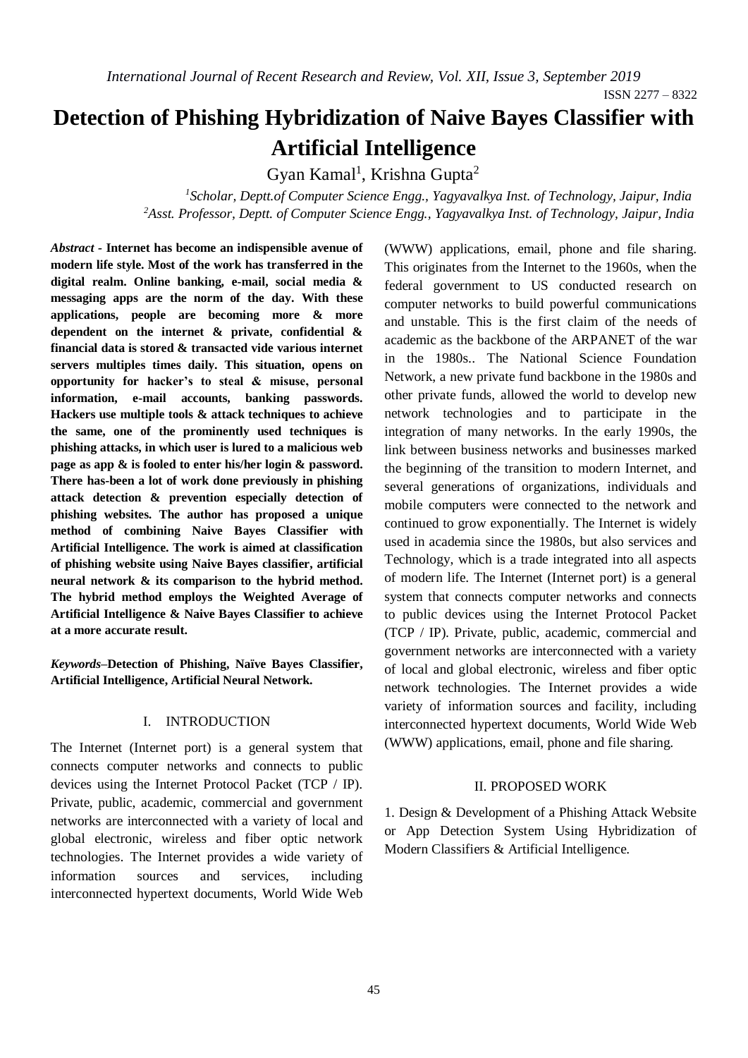# Detection of Phishing Hybridization of Naive Bayes Classifier with Artificial Intelligence

Gyan Kamal[1], Krishna Gupta[2]

[1]Scholar, Deptt.of Computer Science Engg., Yagyavalkya Inst. of Technology, Jaipur, India
[2]Asst. Professor, Deptt. of Computer Science Engg., Yagyavalkya Inst. of Technology, Jaipur, India

***Abstract* - Internet has become an indispensible avenue of modern life style. Most of the work has transferred in the digital realm. Online banking, e-mail, social media & messaging apps are the norm of the day. With these applications, people are becoming more & more dependent on the internet & private, confidential & financial data is stored & transacted vide various internet servers multiples times daily. This situation, opens on opportunity for hacker's to steal & misuse, personal information, e-mail accounts, banking passwords. Hackers use multiple tools & attack techniques to achieve the same, one of the prominently used techniques is phishing attacks, in which user is lured to a malicious web page as app & is fooled to enter his/her login & password. There has-been a lot of work done previously in phishing attack detection & prevention especially detection of phishing websites. The author has proposed a unique method of combining Naive Bayes Classifier with Artificial Intelligence. The work is aimed at classification of phishing website using Naive Bayes classifier, artificial neural network & its comparison to the hybrid method. The hybrid method employs the Weighted Average of Artificial Intelligence & Naive Bayes Classifier to achieve at a more accurate result.**

***Keywords*–Detection of Phishing, Naïve Bayes Classifier, Artificial Intelligence, Artificial Neural Network.**

## I. INTRODUCTION

The Internet (Internet port) is a general system that connects computer networks and connects to public devices using the Internet Protocol Packet (TCP / IP). Private, public, academic, commercial and government networks are interconnected with a variety of local and global electronic, wireless and fiber optic network technologies. The Internet provides a wide variety of information sources and services, including interconnected hypertext documents, World Wide Web (WWW) applications, email, phone and file sharing. This originates from the Internet to the 1960s, when the federal government to US conducted research on computer networks to build powerful communications and unstable. This is the first claim of the needs of academic as the backbone of the ARPANET of the war in the 1980s.. The National Science Foundation Network, a new private fund backbone in the 1980s and other private funds, allowed the world to develop new network technologies and to participate in the integration of many networks. In the early 1990s, the link between business networks and businesses marked the beginning of the transition to modern Internet, and several generations of organizations, individuals and mobile computers were connected to the network and continued to grow exponentially. The Internet is widely used in academia since the 1980s, but also services and Technology, which is a trade integrated into all aspects of modern life. The Internet (Internet port) is a general system that connects computer networks and connects to public devices using the Internet Protocol Packet (TCP / IP). Private, public, academic, commercial and government networks are interconnected with a variety of local and global electronic, wireless and fiber optic network technologies. The Internet provides a wide variety of information sources and facility, including interconnected hypertext documents, World Wide Web (WWW) applications, email, phone and file sharing.

## II. PROPOSED WORK

1. Design & Development of a Phishing Attack Website or App Detection System Using Hybridization of Modern Classifiers & Artificial Intelligence.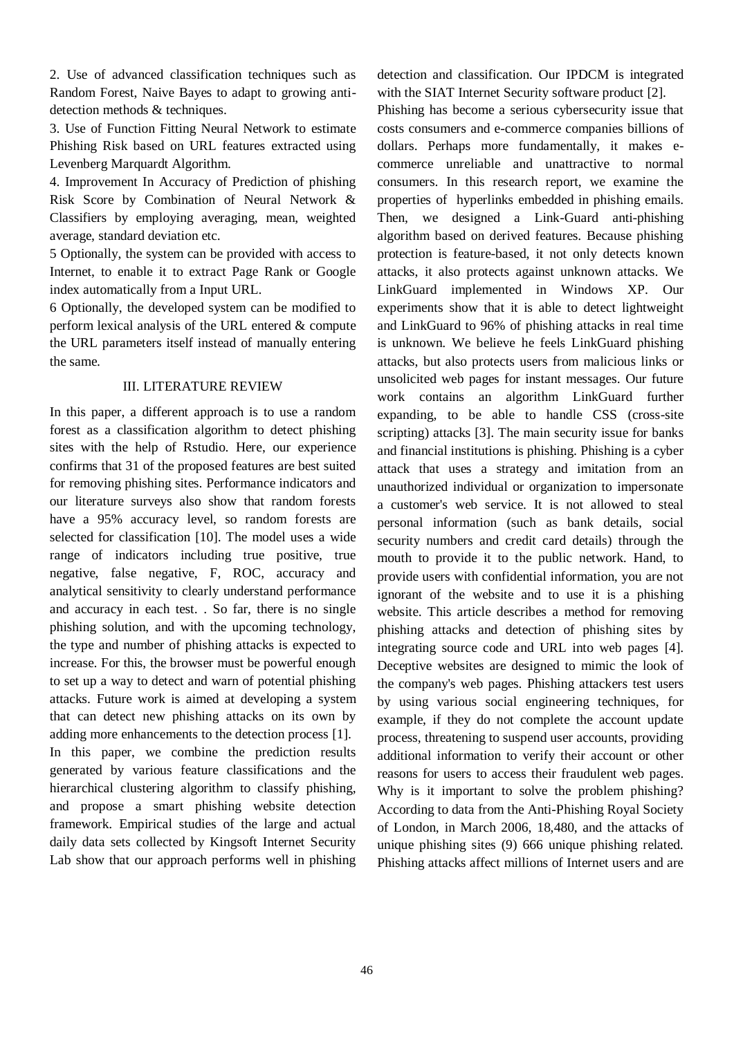2. Use of advanced classification techniques such as Random Forest, Naive Bayes to adapt to growing anti-detection methods & techniques.

3. Use of Function Fitting Neural Network to estimate Phishing Risk based on URL features extracted using Levenberg Marquardt Algorithm.

4. Improvement In Accuracy of Prediction of phishing Risk Score by Combination of Neural Network & Classifiers by employing averaging, mean, weighted average, standard deviation etc.

5 Optionally, the system can be provided with access to Internet, to enable it to extract Page Rank or Google index automatically from a Input URL.

6 Optionally, the developed system can be modified to perform lexical analysis of the URL entered & compute the URL parameters itself instead of manually entering the same.

## III. LITERATURE REVIEW

In this paper, a different approach is to use a random forest as a classification algorithm to detect phishing sites with the help of Rstudio. Here, our experience confirms that 31 of the proposed features are best suited for removing phishing sites. Performance indicators and our literature surveys also show that random forests have a 95% accuracy level, so random forests are selected for classification [10]. The model uses a wide range of indicators including true positive, true negative, false negative, F, ROC, accuracy and analytical sensitivity to clearly understand performance and accuracy in each test. . So far, there is no single phishing solution, and with the upcoming technology, the type and number of phishing attacks is expected to increase. For this, the browser must be powerful enough to set up a way to detect and warn of potential phishing attacks. Future work is aimed at developing a system that can detect new phishing attacks on its own by adding more enhancements to the detection process [1].

In this paper, we combine the prediction results generated by various feature classifications and the hierarchical clustering algorithm to classify phishing, and propose a smart phishing website detection framework. Empirical studies of the large and actual daily data sets collected by Kingsoft Internet Security Lab show that our approach performs well in phishing detection and classification. Our IPDCM is integrated with the SIAT Internet Security software product [2].

Phishing has become a serious cybersecurity issue that costs consumers and e-commerce companies billions of dollars. Perhaps more fundamentally, it makes e-commerce unreliable and unattractive to normal consumers. In this research report, we examine the properties of hyperlinks embedded in phishing emails. Then, we designed a Link-Guard anti-phishing algorithm based on derived features. Because phishing protection is feature-based, it not only detects known attacks, it also protects against unknown attacks. We LinkGuard implemented in Windows XP. Our experiments show that it is able to detect lightweight and LinkGuard to 96% of phishing attacks in real time is unknown. We believe he feels LinkGuard phishing attacks, but also protects users from malicious links or unsolicited web pages for instant messages. Our future work contains an algorithm LinkGuard further expanding, to be able to handle CSS (cross-site scripting) attacks [3]. The main security issue for banks and financial institutions is phishing. Phishing is a cyber attack that uses a strategy and imitation from an unauthorized individual or organization to impersonate a customer's web service. It is not allowed to steal personal information (such as bank details, social security numbers and credit card details) through the mouth to provide it to the public network. Hand, to provide users with confidential information, you are not ignorant of the website and to use it is a phishing website. This article describes a method for removing phishing attacks and detection of phishing sites by integrating source code and URL into web pages [4]. Deceptive websites are designed to mimic the look of the company's web pages. Phishing attackers test users by using various social engineering techniques, for example, if they do not complete the account update process, threatening to suspend user accounts, providing additional information to verify their account or other reasons for users to access their fraudulent web pages. Why is it important to solve the problem phishing? According to data from the Anti-Phishing Royal Society of London, in March 2006, 18,480, and the attacks of unique phishing sites (9) 666 unique phishing related. Phishing attacks affect millions of Internet users and are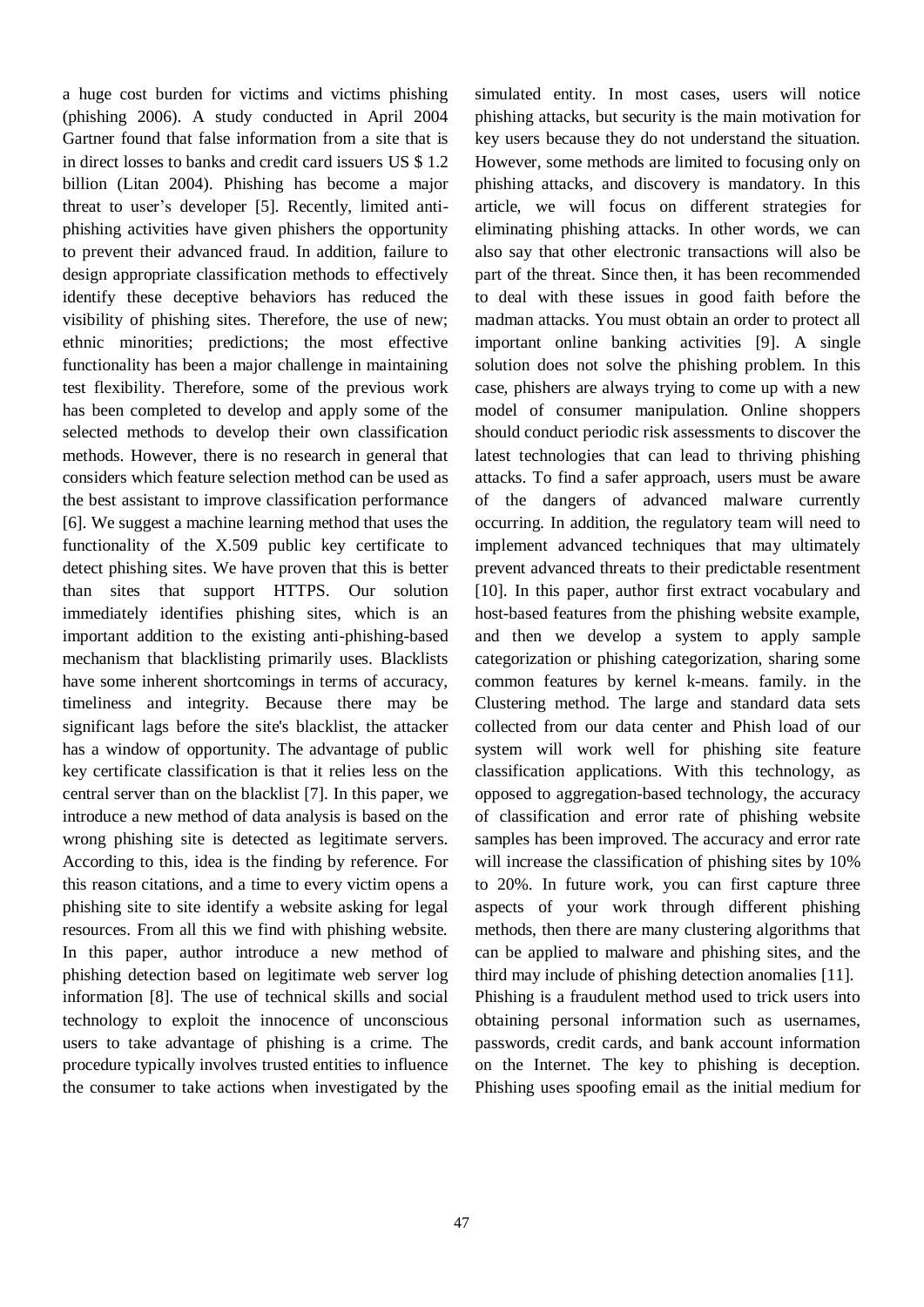a huge cost burden for victims and victims phishing (phishing 2006). A study conducted in April 2004 Gartner found that false information from a site that is in direct losses to banks and credit card issuers US $ 1.2 billion (Litan 2004). Phishing has become a major threat to user's developer [5]. Recently, limited anti-phishing activities have given phishers the opportunity to prevent their advanced fraud. In addition, failure to design appropriate classification methods to effectively identify these deceptive behaviors has reduced the visibility of phishing sites. Therefore, the use of new; ethnic minorities; predictions; the most effective functionality has been a major challenge in maintaining test flexibility. Therefore, some of the previous work has been completed to develop and apply some of the selected methods to develop their own classification methods. However, there is no research in general that considers which feature selection method can be used as the best assistant to improve classification performance [6]. We suggest a machine learning method that uses the functionality of the X.509 public key certificate to detect phishing sites. We have proven that this is better than sites that support HTTPS. Our solution immediately identifies phishing sites, which is an important addition to the existing anti-phishing-based mechanism that blacklisting primarily uses. Blacklists have some inherent shortcomings in terms of accuracy, timeliness and integrity. Because there may be significant lags before the site's blacklist, the attacker has a window of opportunity. The advantage of public key certificate classification is that it relies less on the central server than on the blacklist [7]. In this paper, we introduce a new method of data analysis is based on the wrong phishing site is detected as legitimate servers. According to this, idea is the finding by reference. For this reason citations, and a time to every victim opens a phishing site to site identify a website asking for legal resources. From all this we find with phishing website. In this paper, author introduce a new method of phishing detection based on legitimate web server log information [8]. The use of technical skills and social technology to exploit the innocence of unconscious users to take advantage of phishing is a crime. The procedure typically involves trusted entities to influence the consumer to take actions when investigated by the simulated entity. In most cases, users will notice phishing attacks, but security is the main motivation for key users because they do not understand the situation. However, some methods are limited to focusing only on phishing attacks, and discovery is mandatory. In this article, we will focus on different strategies for eliminating phishing attacks. In other words, we can also say that other electronic transactions will also be part of the threat. Since then, it has been recommended to deal with these issues in good faith before the madman attacks. You must obtain an order to protect all important online banking activities [9]. A single solution does not solve the phishing problem. In this case, phishers are always trying to come up with a new model of consumer manipulation. Online shoppers should conduct periodic risk assessments to discover the latest technologies that can lead to thriving phishing attacks. To find a safer approach, users must be aware of the dangers of advanced malware currently occurring. In addition, the regulatory team will need to implement advanced techniques that may ultimately prevent advanced threats to their predictable resentment [10]. In this paper, author first extract vocabulary and host-based features from the phishing website example, and then we develop a system to apply sample categorization or phishing categorization, sharing some common features by kernel k-means. family. in the Clustering method. The large and standard data sets collected from our data center and Phish load of our system will work well for phishing site feature classification applications. With this technology, as opposed to aggregation-based technology, the accuracy of classification and error rate of phishing website samples has been improved. The accuracy and error rate will increase the classification of phishing sites by 10% to 20%. In future work, you can first capture three aspects of your work through different phishing methods, then there are many clustering algorithms that can be applied to malware and phishing sites, and the third may include of phishing detection anomalies [11].

Phishing is a fraudulent method used to trick users into obtaining personal information such as usernames, passwords, credit cards, and bank account information on the Internet. The key to phishing is deception. Phishing uses spoofing email as the initial medium for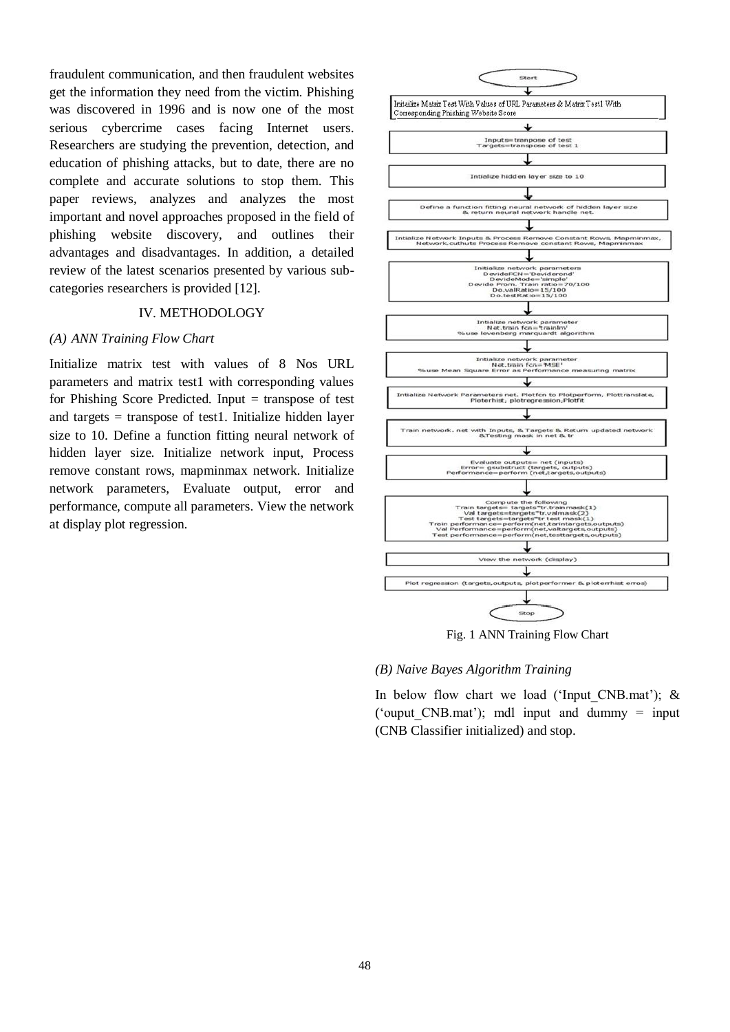fraudulent communication, and then fraudulent websites get the information they need from the victim. Phishing was discovered in 1996 and is now one of the most serious cybercrime cases facing Internet users. Researchers are studying the prevention, detection, and education of phishing attacks, but to date, there are no complete and accurate solutions to stop them. This paper reviews, analyzes and analyzes the most important and novel approaches proposed in the field of phishing website discovery, and outlines their advantages and disadvantages. In addition, a detailed review of the latest scenarios presented by various sub-categories researchers is provided [12].

## IV. METHODOLOGY

### *(A) ANN Training Flow Chart*

Initialize matrix test with values of 8 Nos URL parameters and matrix test1 with corresponding values for Phishing Score Predicted. Input = transpose of test and targets = transpose of test1. Initialize hidden layer size to 10. Define a function fitting neural network of hidden layer size. Initialize network input, Process remove constant rows, mapminmax network. Initialize network parameters, Evaluate output, error and performance, compute all parameters. View the network at display plot regression.

Fig. 1 ANN Training Flow Chart

### *(B) Naive Bayes Algorithm Training*

In below flow chart we load ('Input_CNB.mat'); & ('ouput_CNB.mat'); mdl input and dummy = input (CNB Classifier initialized) and stop.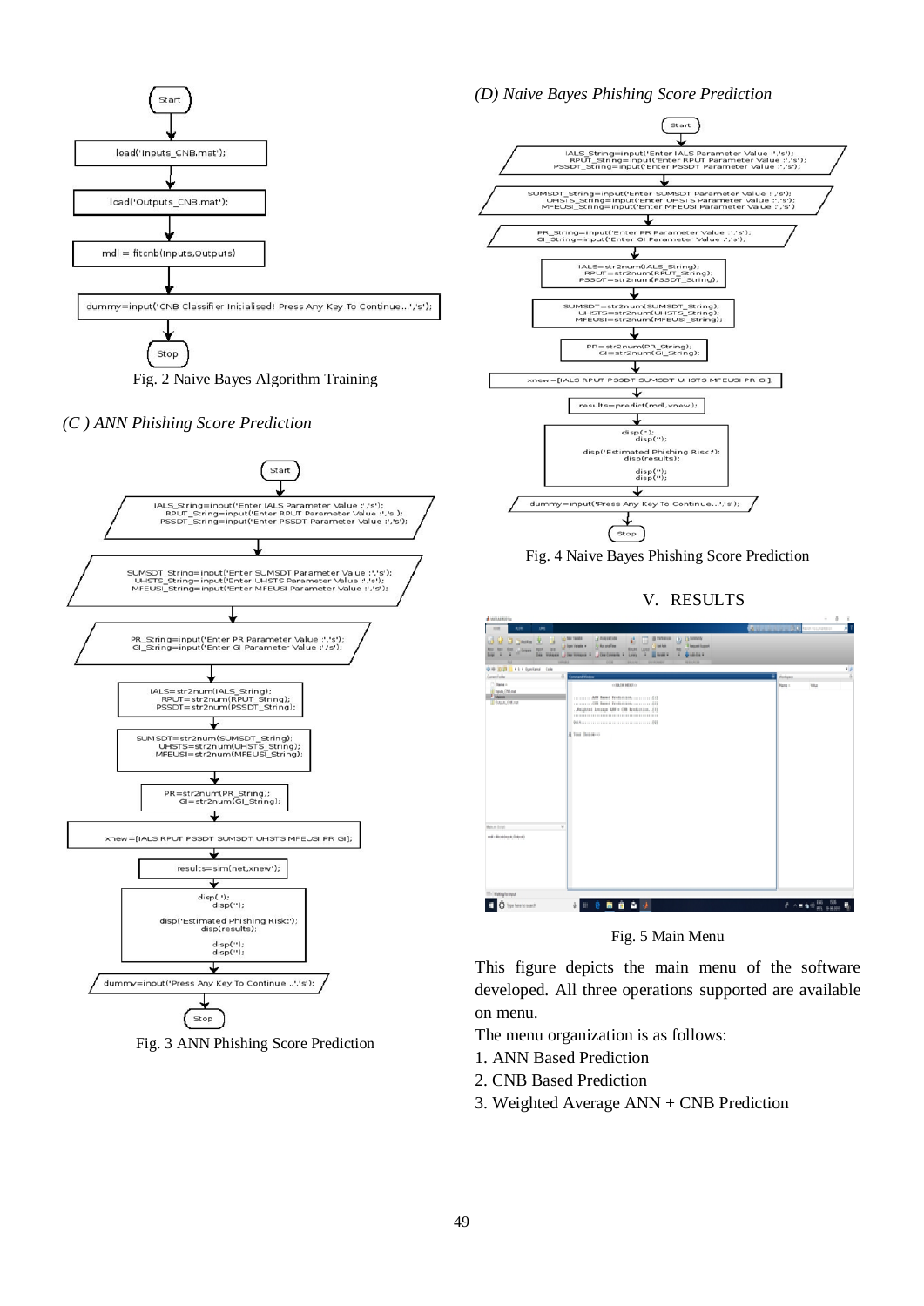```
Start
load('Inputs_CNB.mat');
load('Outputs_CNB.mat');
mdl = fitcnb(Inputs,Outputs)
dummy=input('CNB Classifier Initialised! Press Any Key To Continue...','s');
Stop
```

Fig. 2 Naive Bayes Algorithm Training

*(C ) ANN Phishing Score Prediction*

```
Start
IALS_String=input('Enter IALS Parameter Value :','s');
RPUT_String=input('Enter RPUT Parameter Value :','s');
PSSDT_String=input('Enter PSSDT Parameter Value :','s');
SUMSDT_String=input('Enter SUMSDT Parameter Value :','s');
UHSTS_String=input('Enter UHSTS Parameter Value :','s');
MFEUSI_String=input('Enter MFEUSI Parameter Value :','s');
PR_String=input('Enter PR Parameter Value :','s');
GI_String=input('Enter GI Parameter Value :','s');
IALS=str2num(IALS_String);
RPUT=str2num(RPUT_String);
PSSDT=str2num(PSSDT_String);
SUMSDT=str2num(SUMSDT_String);
UHSTS=str2num(UHSTS_String);
MFEUSI=str2num(MFEUSI_String);
PR=str2num(PR_String);
GI=str2num(GI_String);
xnew=[IALS RPUT PSSDT SUMSDT UHSTS MFEUSI PR GI];
results=sim(net,xnew');
disp('');
disp('');
disp('Estimated Phishing Risk:');
disp(results);
disp('');
disp('');
dummy=input('Press Any Key To Continue...','s');
Stop
```

Fig. 3 ANN Phishing Score Prediction

*(D) Naive Bayes Phishing Score Prediction*

```
Start
IALS_String=input('Enter IALS Parameter Value :','s');
RPUT_String=input('Enter RPUT Parameter Value :','s');
PSSDT_String=input('Enter PSSDT Parameter Value :','s');
SUMSDT_String=input('Enter SUMSDT Parameter Value :','s');
UHSTS_String=input('Enter UHSTS Parameter Value :','s');
MFEUSI_String=input('Enter MFEUSI Parameter Value :','s');
PR_String=input('Enter PR Parameter Value :','s');
GI_String=input('Enter GI Parameter Value :','s');
IALS=str2num(IALS_String);
RPUT=str2num(RPUT_String);
PSSDT=str2num(PSSDT_String);
SUMSDT=str2num(SUMSDT_String);
UHSTS=str2num(UHSTS_String);
MFEUSI=str2num(MFEUSI_String);
PR=str2num(PR_String);
GI=str2num(GI_String);
xnew=[IALS RPUT PSSDT SUMSDT UHSTS MFEUSI PR GI];
results=predict(mdl,xnew);
disp('');
disp('');
disp('Estimated Phishing Risk:');
disp(results);
disp('');
disp('');
dummy=input('Press Any Key To Continue...','s');
Stop
```

Fig. 4 Naive Bayes Phishing Score Prediction

## V. RESULTS

Fig. 5 Main Menu

This figure depicts the main menu of the software developed. All three operations supported are available on menu.

The menu organization is as follows:

1. ANN Based Prediction
2. CNB Based Prediction
3. Weighted Average ANN + CNB Prediction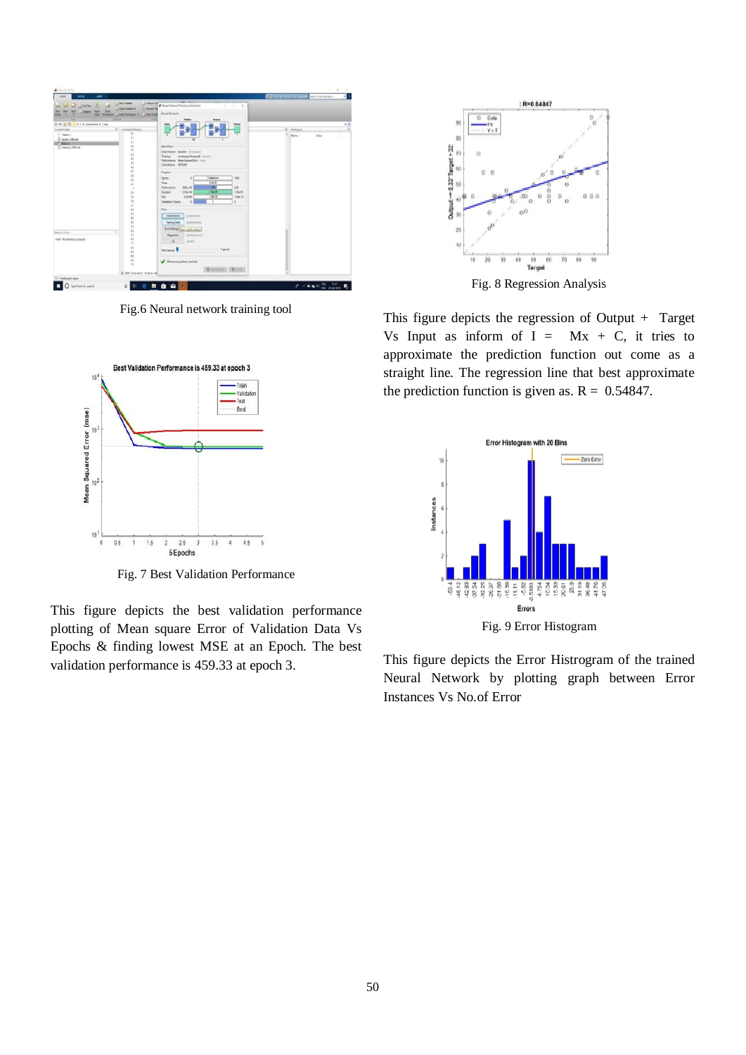Fig.6 Neural network training tool

Fig. 7 Best Validation Performance

This figure depicts the best validation performance plotting of Mean square Error of Validation Data Vs Epochs & finding lowest MSE at an Epoch. The best validation performance is 459.33 at epoch 3.

Fig. 8 Regression Analysis

This figure depicts the regression of Output + Target Vs Input as inform of I = Mx + C, it tries to approximate the prediction function out come as a straight line. The regression line that best approximate the prediction function is given as. R = 0.54847.

Fig. 9 Error Histogram

This figure depicts the Error Histrogram of the trained Neural Network by plotting graph between Error Instances Vs No.of Error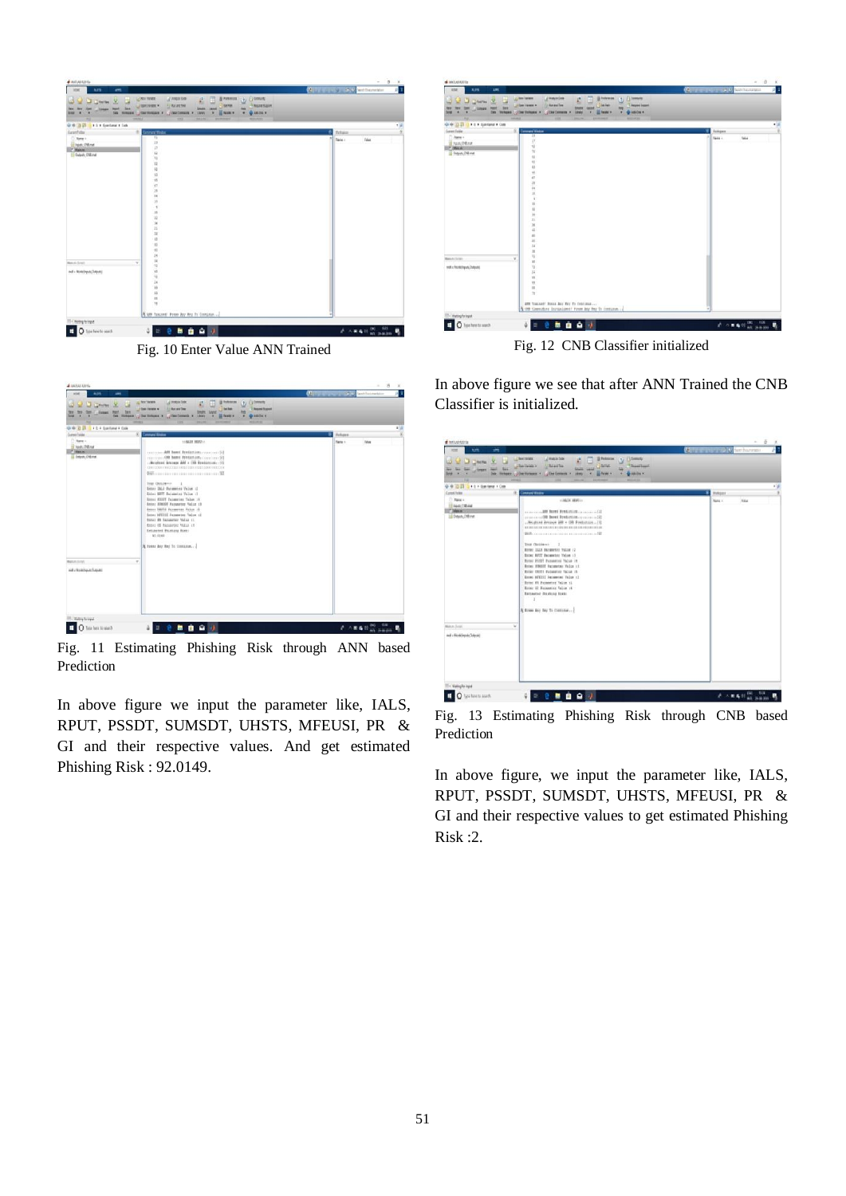Fig. 10 Enter Value ANN Trained

Fig. 11 Estimating Phishing Risk through ANN based Prediction

In above figure we input the parameter like, IALS, RPUT, PSSDT, SUMSDT, UHSTS, MFEUSI, PR & GI and their respective values. And get estimated Phishing Risk : 92.0149.

Fig. 12 CNB Classifier initialized

In above figure we see that after ANN Trained the CNB Classifier is initialized.

Fig. 13 Estimating Phishing Risk through CNB based Prediction

In above figure, we input the parameter like, IALS, RPUT, PSSDT, SUMSDT, UHSTS, MFEUSI, PR & GI and their respective values to get estimated Phishing Risk :2.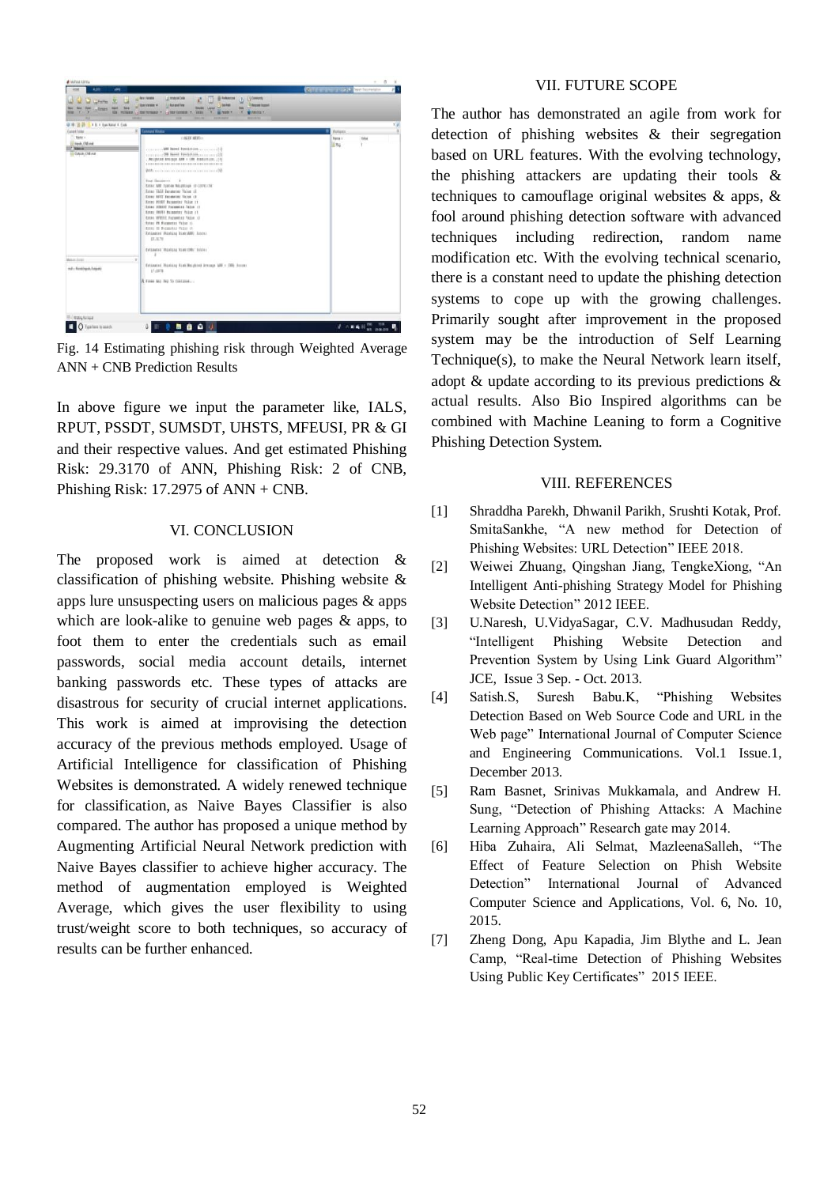Fig. 14 Estimating phishing risk through Weighted Average ANN + CNB Prediction Results

In above figure we input the parameter like, IALS, RPUT, PSSDT, SUMSDT, UHSTS, MFEUSI, PR & GI and their respective values. And get estimated Phishing Risk: 29.3170 of ANN, Phishing Risk: 2 of CNB, Phishing Risk: 17.2975 of ANN + CNB.

## VI. CONCLUSION

The proposed work is aimed at detection & classification of phishing website. Phishing website & apps lure unsuspecting users on malicious pages & apps which are look-alike to genuine web pages & apps, to foot them to enter the credentials such as email passwords, social media account details, internet banking passwords etc. These types of attacks are disastrous for security of crucial internet applications. This work is aimed at improvising the detection accuracy of the previous methods employed. Usage of Artificial Intelligence for classification of Phishing Websites is demonstrated. A widely renewed technique for classification, as Naive Bayes Classifier is also compared. The author has proposed a unique method by Augmenting Artificial Neural Network prediction with Naive Bayes classifier to achieve higher accuracy. The method of augmentation employed is Weighted Average, which gives the user flexibility to using trust/weight score to both techniques, so accuracy of results can be further enhanced.

## VII. FUTURE SCOPE

The author has demonstrated an agile from work for detection of phishing websites & their segregation based on URL features. With the evolving technology, the phishing attackers are updating their tools & techniques to camouflage original websites & apps, & fool around phishing detection software with advanced techniques including redirection, random name modification etc. With the evolving technical scenario, there is a constant need to update the phishing detection systems to cope up with the growing challenges. Primarily sought after improvement in the proposed system may be the introduction of Self Learning Technique(s), to make the Neural Network learn itself, adopt & update according to its previous predictions & actual results. Also Bio Inspired algorithms can be combined with Machine Leaning to form a Cognitive Phishing Detection System.

## VIII. REFERENCES

[1] Shraddha Parekh, Dhwanil Parikh, Srushti Kotak, Prof. SmitaSankhe, "A new method for Detection of Phishing Websites: URL Detection" IEEE 2018.

[2] Weiwei Zhuang, Qingshan Jiang, TengkeXiong, "An Intelligent Anti-phishing Strategy Model for Phishing Website Detection" 2012 IEEE.

[3] U.Naresh, U.VidyaSagar, C.V. Madhusudan Reddy, "Intelligent Phishing Website Detection and Prevention System by Using Link Guard Algorithm" JCE, Issue 3 Sep. - Oct. 2013.

[4] Satish.S, Suresh Babu.K, "Phishing Websites Detection Based on Web Source Code and URL in the Web page" International Journal of Computer Science and Engineering Communications. Vol.1 Issue.1, December 2013.

[5] Ram Basnet, Srinivas Mukkamala, and Andrew H. Sung, "Detection of Phishing Attacks: A Machine Learning Approach" Research gate may 2014.

[6] Hiba Zuhaira, Ali Selmat, MazleenaSalleh, "The Effect of Feature Selection on Phish Website Detection" International Journal of Advanced Computer Science and Applications, Vol. 6, No. 10, 2015.

[7] Zheng Dong, Apu Kapadia, Jim Blythe and L. Jean Camp, "Real-time Detection of Phishing Websites Using Public Key Certificates" 2015 IEEE.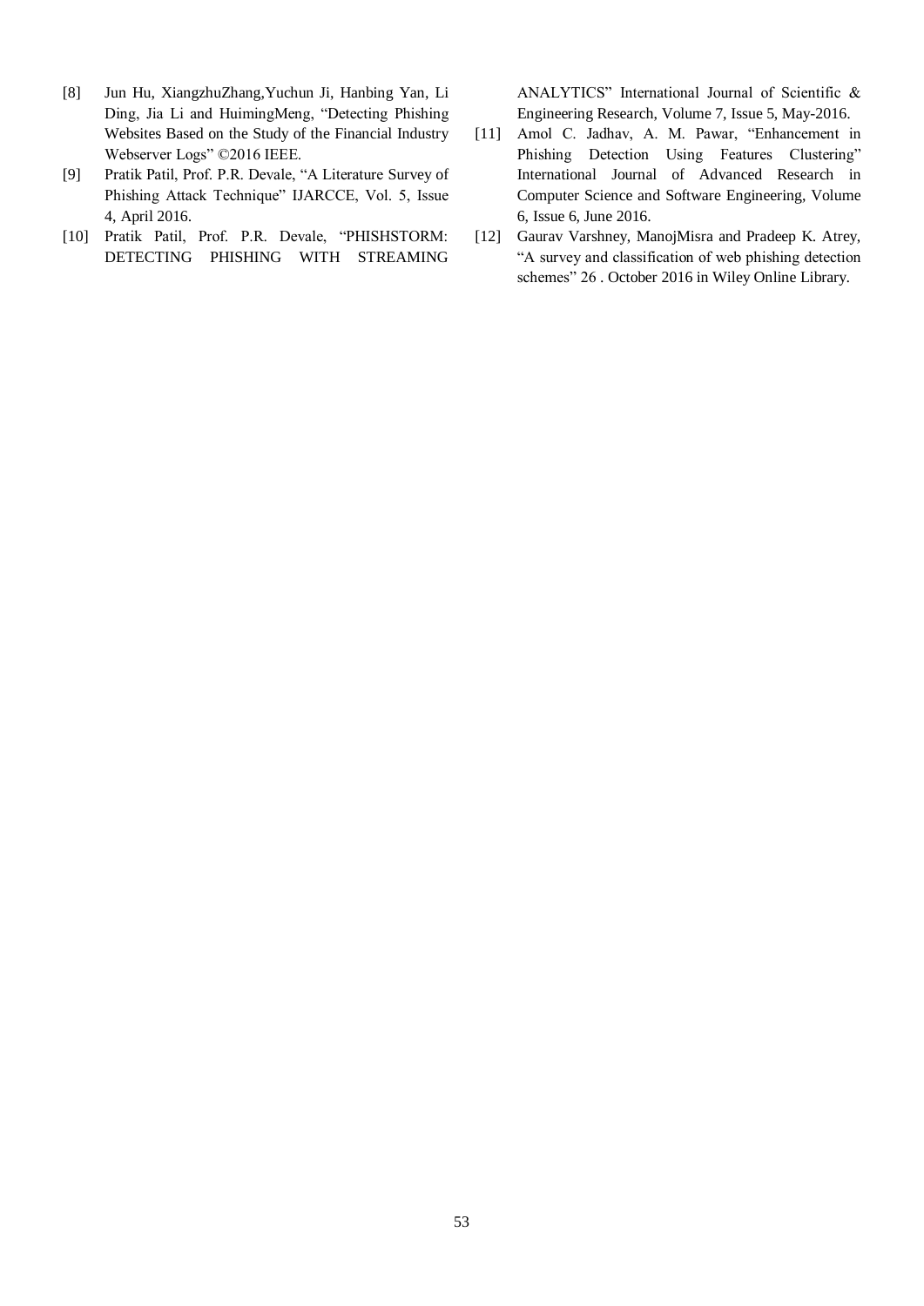[8] Jun Hu, XiangzhuZhang,Yuchun Ji, Hanbing Yan, Li Ding, Jia Li and HuimingMeng, "Detecting Phishing Websites Based on the Study of the Financial Industry Webserver Logs" ©2016 IEEE.

[9] Pratik Patil, Prof. P.R. Devale, "A Literature Survey of Phishing Attack Technique" IJARCCE, Vol. 5, Issue 4, April 2016.

[10] Pratik Patil, Prof. P.R. Devale, "PHISHSTORM: DETECTING PHISHING WITH STREAMING ANALYTICS" International Journal of Scientific & Engineering Research, Volume 7, Issue 5, May-2016.

[11] Amol C. Jadhav, A. M. Pawar, "Enhancement in Phishing Detection Using Features Clustering" International Journal of Advanced Research in Computer Science and Software Engineering, Volume 6, Issue 6, June 2016.

[12] Gaurav Varshney, ManojMisra and Pradeep K. Atrey, "A survey and classification of web phishing detection schemes" 26 . October 2016 in Wiley Online Library.